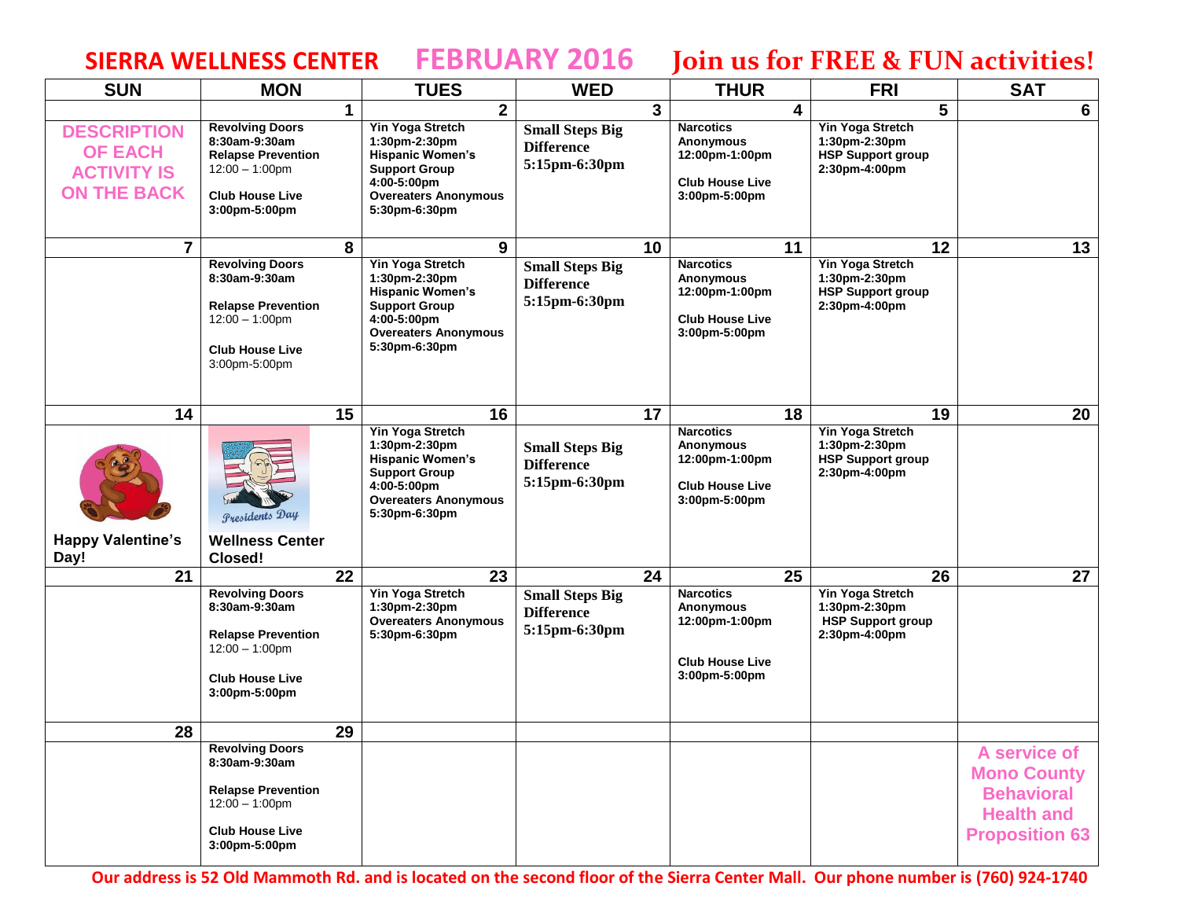# SIERRA WELLNESS CENTER FEBRUARY 2016 Join us for FREE & FUN activities!

| SUN | MON | TUES | WED | THUR | FRI | SAT |
|---|---|---|---|---|---|---|
| | 1 | 2 | 3 | 4 | 5 | 6 |
| **DESCRIPTION OF EACH ACTIVITY IS ON THE BACK** | **Revolving Doors** 8:30am-9:30am<br>**Relapse Prevention** 12:00 – 1:00pm<br>**Club House Live** 3:00pm-5:00pm | **Yin Yoga Stretch** 1:30pm-2:30pm<br>**Hispanic Women's Support Group** 4:00-5:00pm<br>**Overeaters Anonymous** 5:30pm-6:30pm | **Small Steps Big Difference** 5:15pm-6:30pm | **Narcotics Anonymous** 12:00pm-1:00pm<br>**Club House Live** 3:00pm-5:00pm | **Yin Yoga Stretch** 1:30pm-2:30pm<br>**HSP Support group** 2:30pm-4:00pm | |
| 7 | 8 | 9 | 10 | 11 | 12 | 13 |
| | **Revolving Doors** 8:30am-9:30am<br>**Relapse Prevention** 12:00 – 1:00pm<br>**Club House Live** 3:00pm-5:00pm | **Yin Yoga Stretch** 1:30pm-2:30pm<br>**Hispanic Women's Support Group** 4:00-5:00pm<br>**Overeaters Anonymous** 5:30pm-6:30pm | **Small Steps Big Difference** 5:15pm-6:30pm | **Narcotics Anonymous** 12:00pm-1:00pm<br>**Club House Live** 3:00pm-5:00pm | **Yin Yoga Stretch** 1:30pm-2:30pm<br>**HSP Support group** 2:30pm-4:00pm | |
| 14 | 15 | 16 | 17 | 18 | 19 | 20 |
| **Happy Valentine's Day!** | Presidents Day<br>**Wellness Center Closed!** | **Yin Yoga Stretch** 1:30pm-2:30pm<br>**Hispanic Women's Support Group** 4:00-5:00pm<br>**Overeaters Anonymous** 5:30pm-6:30pm | **Small Steps Big Difference** 5:15pm-6:30pm | **Narcotics Anonymous** 12:00pm-1:00pm<br>**Club House Live** 3:00pm-5:00pm | **Yin Yoga Stretch** 1:30pm-2:30pm<br>**HSP Support group** 2:30pm-4:00pm | |
| 21 | 22 | 23 | 24 | 25 | 26 | 27 |
| | **Revolving Doors** 8:30am-9:30am<br>**Relapse Prevention** 12:00 – 1:00pm<br>**Club House Live** 3:00pm-5:00pm | **Yin Yoga Stretch** 1:30pm-2:30pm<br>**Overeaters Anonymous** 5:30pm-6:30pm | **Small Steps Big Difference** 5:15pm-6:30pm | **Narcotics Anonymous** 12:00pm-1:00pm<br>**Club House Live** 3:00pm-5:00pm | **Yin Yoga Stretch** 1:30pm-2:30pm<br>**HSP Support group** 2:30pm-4:00pm | |
| 28 | 29 | | | | | |
| | **Revolving Doors** 8:30am-9:30am<br>**Relapse Prevention** 12:00 – 1:00pm<br>**Club House Live** 3:00pm-5:00pm | | | | | **A service of Mono County Behavioral Health and Proposition 63** |

**Our address is 52 Old Mammoth Rd. and is located on the second floor of the Sierra Center Mall. Our phone number is (760) 924-1740**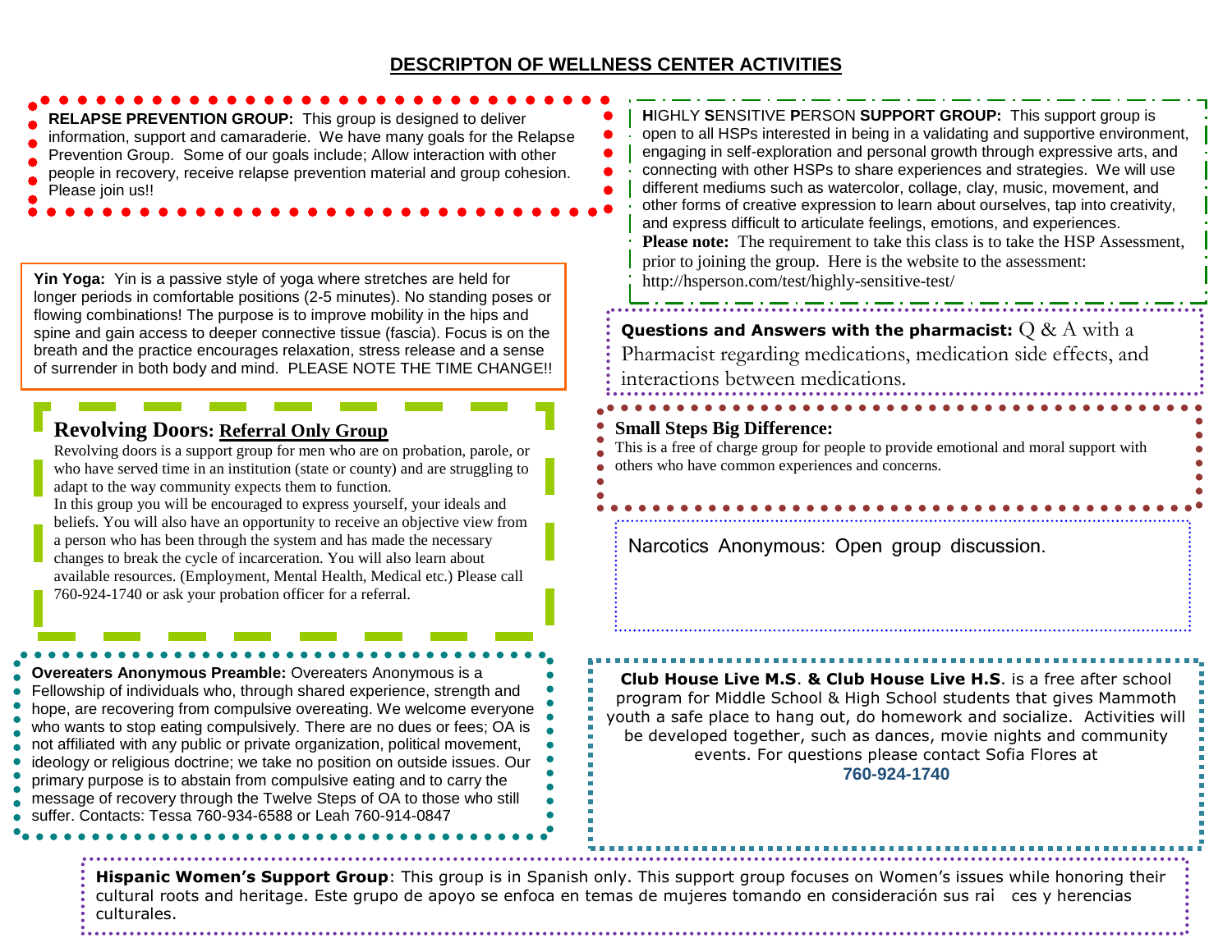# DESCRIPTON OF WELLNESS CENTER ACTIVITIES

**RELAPSE PREVENTION GROUP:** This group is designed to deliver information, support and camaraderie. We have many goals for the Relapse Prevention Group. Some of our goals include; Allow interaction with other people in recovery, receive relapse prevention material and group cohesion. Please join us!!

**Yin Yoga:** Yin is a passive style of yoga where stretches are held for longer periods in comfortable positions (2-5 minutes). No standing poses or flowing combinations! The purpose is to improve mobility in the hips and spine and gain access to deeper connective tissue (fascia). Focus is on the breath and the practice encourages relaxation, stress release and a sense of surrender in both body and mind. PLEASE NOTE THE TIME CHANGE!!

**Revolving Doors: Referral Only Group**

Revolving doors is a support group for men who are on probation, parole, or who have served time in an institution (state or county) and are struggling to adapt to the way community expects them to function.
In this group you will be encouraged to express yourself, your ideals and beliefs. You will also have an opportunity to receive an objective view from a person who has been through the system and has made the necessary changes to break the cycle of incarceration. You will also learn about available resources. (Employment, Mental Health, Medical etc.) Please call 760-924-1740 or ask your probation officer for a referral.

**Overeaters Anonymous Preamble:** Overeaters Anonymous is a Fellowship of individuals who, through shared experience, strength and hope, are recovering from compulsive overeating. We welcome everyone who wants to stop eating compulsively. There are no dues or fees; OA is not affiliated with any public or private organization, political movement, ideology or religious doctrine; we take no position on outside issues. Our primary purpose is to abstain from compulsive eating and to carry the message of recovery through the Twelve Steps of OA to those who still suffer. Contacts: Tessa 760-934-6588 or Leah 760-914-0847

**H**IGHLY **S**ENSITIVE **P**ERSON **SUPPORT GROUP:** This support group is open to all HSPs interested in being in a validating and supportive environment, engaging in self-exploration and personal growth through expressive arts, and connecting with other HSPs to share experiences and strategies. We will use different mediums such as watercolor, collage, clay, music, movement, and other forms of creative expression to learn about ourselves, tap into creativity, and express difficult to articulate feelings, emotions, and experiences.
**Please note:** The requirement to take this class is to take the HSP Assessment, prior to joining the group. Here is the website to the assessment: http://hsperson.com/test/highly-sensitive-test/

**Questions and Answers with the pharmacist:** Q & A with a Pharmacist regarding medications, medication side effects, and interactions between medications.

**Small Steps Big Difference:**
This is a free of charge group for people to provide emotional and moral support with others who have common experiences and concerns.

Narcotics Anonymous: Open group discussion.

**Club House Live M.S**. **& Club House Live H.S**. is a free after school program for Middle School & High School students that gives Mammoth youth a safe place to hang out, do homework and socialize. Activities will be developed together, such as dances, movie nights and community events. For questions please contact Sofia Flores at **760-924-1740**

**Hispanic Women's Support Group**: This group is in Spanish only. This support group focuses on Women's issues while honoring their cultural roots and heritage. Este grupo de apoyo se enfoca en temas de mujeres tomando en consideración sus rai ces y herencias culturales.